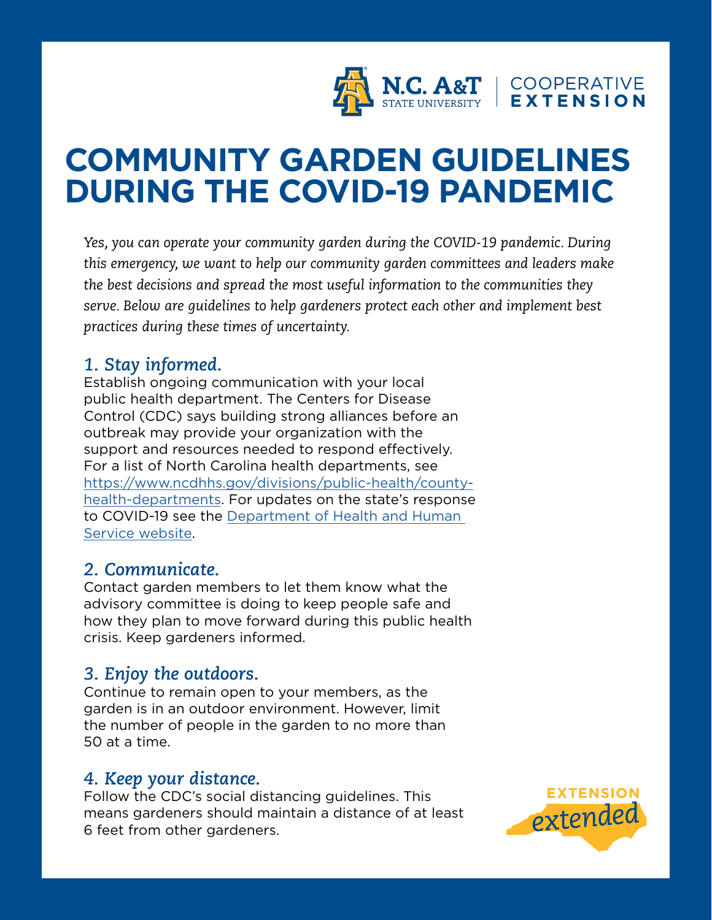N.C. A&T STATE UNIVERSITY | COOPERATIVE EXTENSION

# COMMUNITY GARDEN GUIDELINES DURING THE COVID-19 PANDEMIC

*Yes, you can operate your community garden during the COVID-19 pandemic. During this emergency, we want to help our community garden committees and leaders make the best decisions and spread the most useful information to the communities they serve. Below are guidelines to help gardeners protect each other and implement best practices during these times of uncertainty.*

### *1. Stay informed.*

Establish ongoing communication with your local public health department. The Centers for Disease Control (CDC) says building strong alliances before an outbreak may provide your organization with the support and resources needed to respond effectively. For a list of North Carolina health departments, see [https://www.ncdhhs.gov/divisions/public-health/county-health-departments](https://www.ncdhhs.gov/divisions/public-health/county-health-departments). For updates on the state's response to COVID-19 see the Department of Health and Human Service website.

### *2. Communicate.*

Contact garden members to let them know what the advisory committee is doing to keep people safe and how they plan to move forward during this public health crisis. Keep gardeners informed.

### *3. Enjoy the outdoors.*

Continue to remain open to your members, as the garden is in an outdoor environment. However, limit the number of people in the garden to no more than 50 at a time.

### *4. Keep your distance.*

Follow the CDC's social distancing guidelines. This means gardeners should maintain a distance of at least 6 feet from other gardeners.

EXTENSION *extended*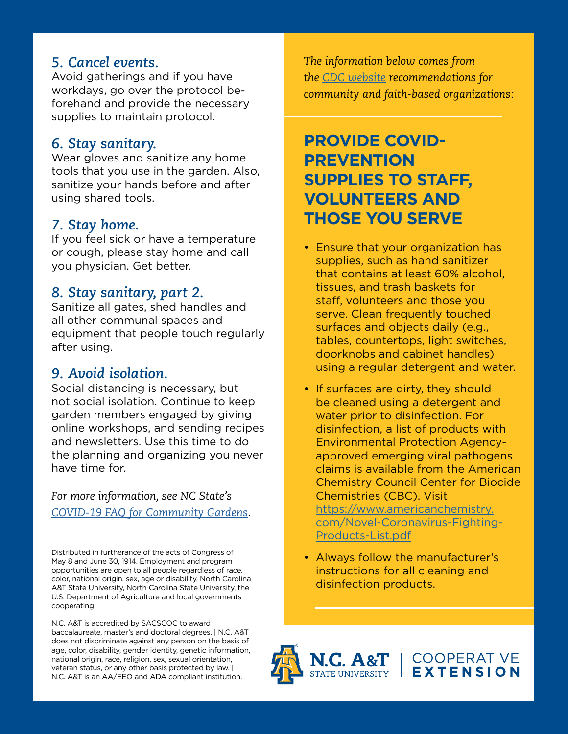### *5. Cancel events.*

Avoid gatherings and if you have workdays, go over the protocol beforehand and provide the necessary supplies to maintain protocol.

### *6. Stay sanitary.*

Wear gloves and sanitize any home tools that you use in the garden. Also, sanitize your hands before and after using shared tools.

### *7. Stay home.*

If you feel sick or have a temperature or cough, please stay home and call you physician. Get better.

### *8. Stay sanitary, part 2.*

Sanitize all gates, shed handles and all other communal spaces and equipment that people touch regularly after using.

### *9. Avoid isolation.*

Social distancing is necessary, but not social isolation. Continue to keep garden members engaged by giving online workshops, and sending recipes and newsletters. Use this time to do the planning and organizing you never have time for.

*For more information, see NC State's COVID-19 FAQ for Community Gardens.*

---

Distributed in furtherance of the acts of Congress of May 8 and June 30, 1914. Employment and program opportunities are open to all people regardless of race, color, national origin, sex, age or disability. North Carolina A&T State University, North Carolina State University, the U.S. Department of Agriculture and local governments cooperating.

N.C. A&T is accredited by SACSCOC to award baccalaureate, master's and doctoral degrees. | N.C. A&T does not discriminate against any person on the basis of age, color, disability, gender identity, genetic information, national origin, race, religion, sex, sexual orientation, veteran status, or any other basis protected by law. | N.C. A&T is an AA/EEO and ADA compliant institution.

*The information below comes from the CDC website recommendations for community and faith-based organizations:*

## PROVIDE COVID-PREVENTION SUPPLIES TO STAFF, VOLUNTEERS AND THOSE YOU SERVE

- Ensure that your organization has supplies, such as hand sanitizer that contains at least 60% alcohol, tissues, and trash baskets for staff, volunteers and those you serve. Clean frequently touched surfaces and objects daily (e.g., tables, countertops, light switches, doorknobs and cabinet handles) using a regular detergent and water.
- If surfaces are dirty, they should be cleaned using a detergent and water prior to disinfection. For disinfection, a list of products with Environmental Protection Agency-approved emerging viral pathogens claims is available from the American Chemistry Council Center for Biocide Chemistries (CBC). Visit https://www.americanchemistry.com/Novel-Coronavirus-Fighting-Products-List.pdf
- Always follow the manufacturer's instructions for all cleaning and disinfection products.

N.C. A&T STATE UNIVERSITY | COOPERATIVE EXTENSION